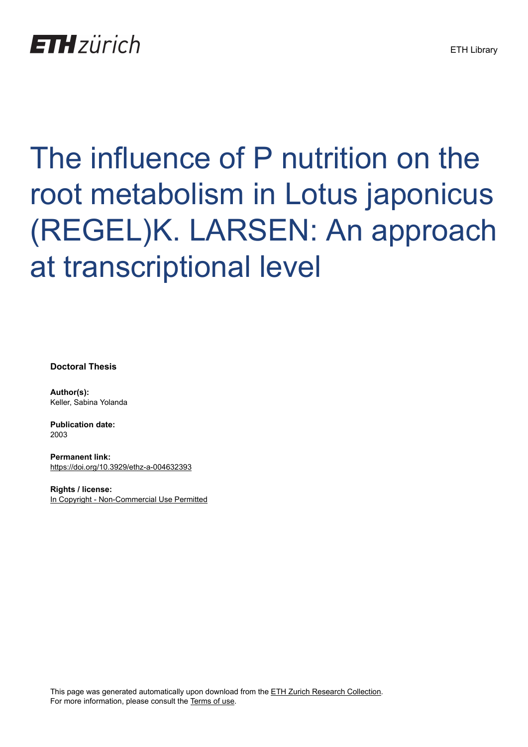ETH zürich

ETH Library

# The influence of P nutrition on the root metabolism in Lotus japonicus (REGEL)K. LARSEN: An approach at transcriptional level

**Doctoral Thesis**

**Author(s):**
Keller, Sabina Yolanda

**Publication date:**
2003

**Permanent link:**
https://doi.org/10.3929/ethz-a-004632393

**Rights / license:**
In Copyright - Non-Commercial Use Permitted

This page was generated automatically upon download from the ETH Zurich Research Collection.
For more information, please consult the Terms of use.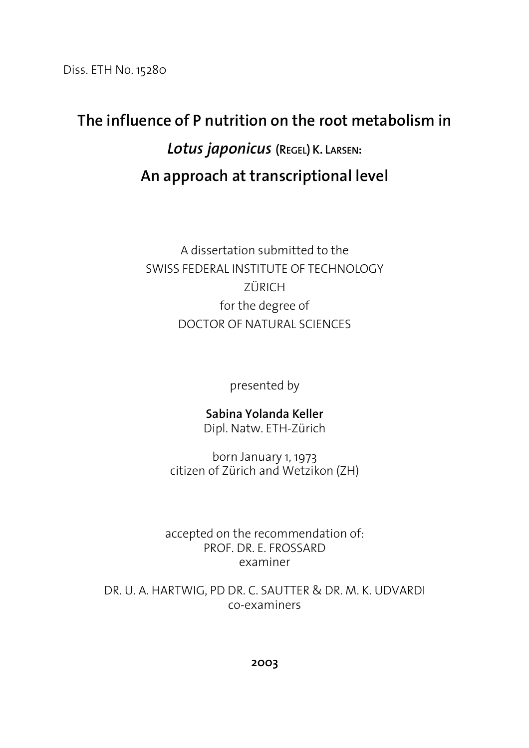Diss. ETH No. 15280

# The influence of P nutrition on the root metabolism in *Lotus japonicus* (Regel) K. Larsen: An approach at transcriptional level

A dissertation submitted to the
SWISS FEDERAL INSTITUTE OF TECHNOLOGY
ZÜRICH
for the degree of
DOCTOR OF NATURAL SCIENCES

presented by

**Sabina Yolanda Keller**
Dipl. Natw. ETH-Zürich

born January 1, 1973
citizen of Zürich and Wetzikon (ZH)

accepted on the recommendation of:
PROF. DR. E. FROSSARD
examiner

DR. U. A. HARTWIG, PD DR. C. SAUTTER & DR. M. K. UDVARDI
co-examiners

**2003**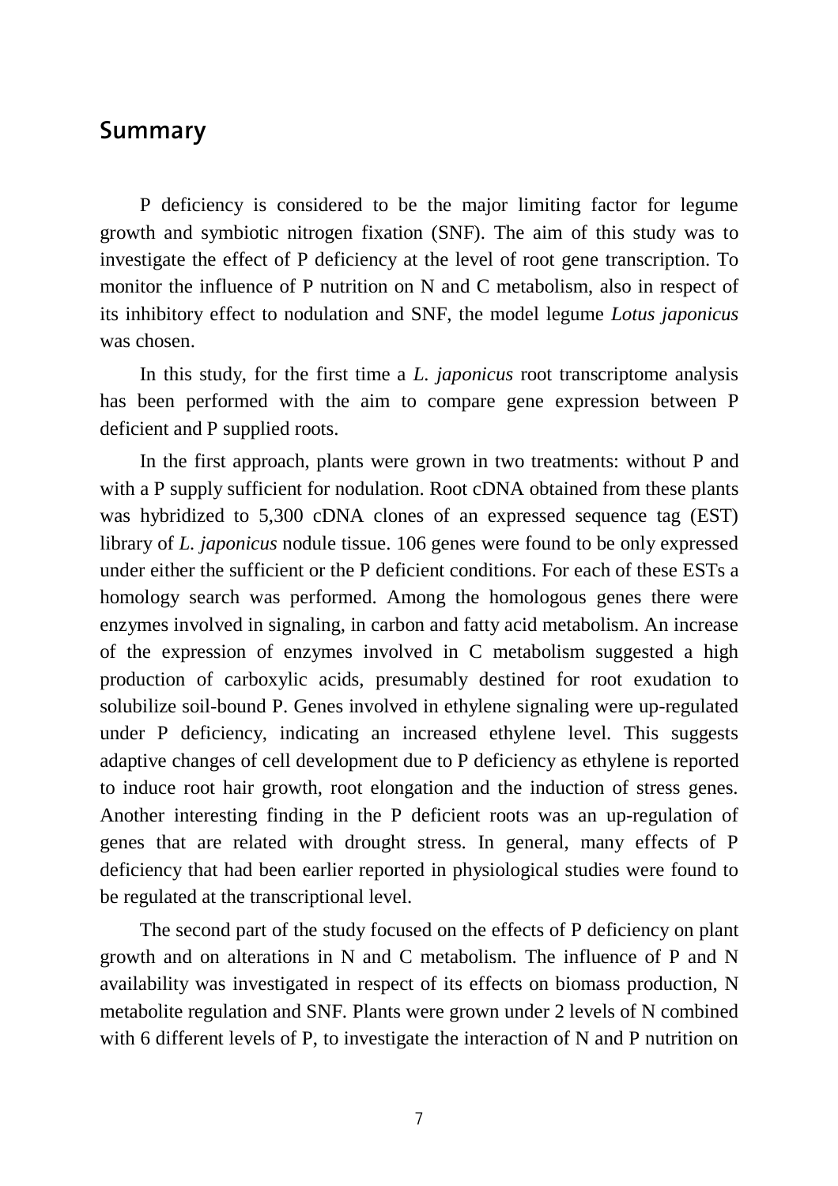## Summary

P deficiency is considered to be the major limiting factor for legume growth and symbiotic nitrogen fixation (SNF). The aim of this study was to investigate the effect of P deficiency at the level of root gene transcription. To monitor the influence of P nutrition on N and C metabolism, also in respect of its inhibitory effect to nodulation and SNF, the model legume *Lotus japonicus* was chosen.

In this study, for the first time a *L. japonicus* root transcriptome analysis has been performed with the aim to compare gene expression between P deficient and P supplied roots.

In the first approach, plants were grown in two treatments: without P and with a P supply sufficient for nodulation. Root cDNA obtained from these plants was hybridized to 5,300 cDNA clones of an expressed sequence tag (EST) library of *L. japonicus* nodule tissue. 106 genes were found to be only expressed under either the sufficient or the P deficient conditions. For each of these ESTs a homology search was performed. Among the homologous genes there were enzymes involved in signaling, in carbon and fatty acid metabolism. An increase of the expression of enzymes involved in C metabolism suggested a high production of carboxylic acids, presumably destined for root exudation to solubilize soil-bound P. Genes involved in ethylene signaling were up-regulated under P deficiency, indicating an increased ethylene level. This suggests adaptive changes of cell development due to P deficiency as ethylene is reported to induce root hair growth, root elongation and the induction of stress genes. Another interesting finding in the P deficient roots was an up-regulation of genes that are related with drought stress. In general, many effects of P deficiency that had been earlier reported in physiological studies were found to be regulated at the transcriptional level.

The second part of the study focused on the effects of P deficiency on plant growth and on alterations in N and C metabolism. The influence of P and N availability was investigated in respect of its effects on biomass production, N metabolite regulation and SNF. Plants were grown under 2 levels of N combined with 6 different levels of P, to investigate the interaction of N and P nutrition on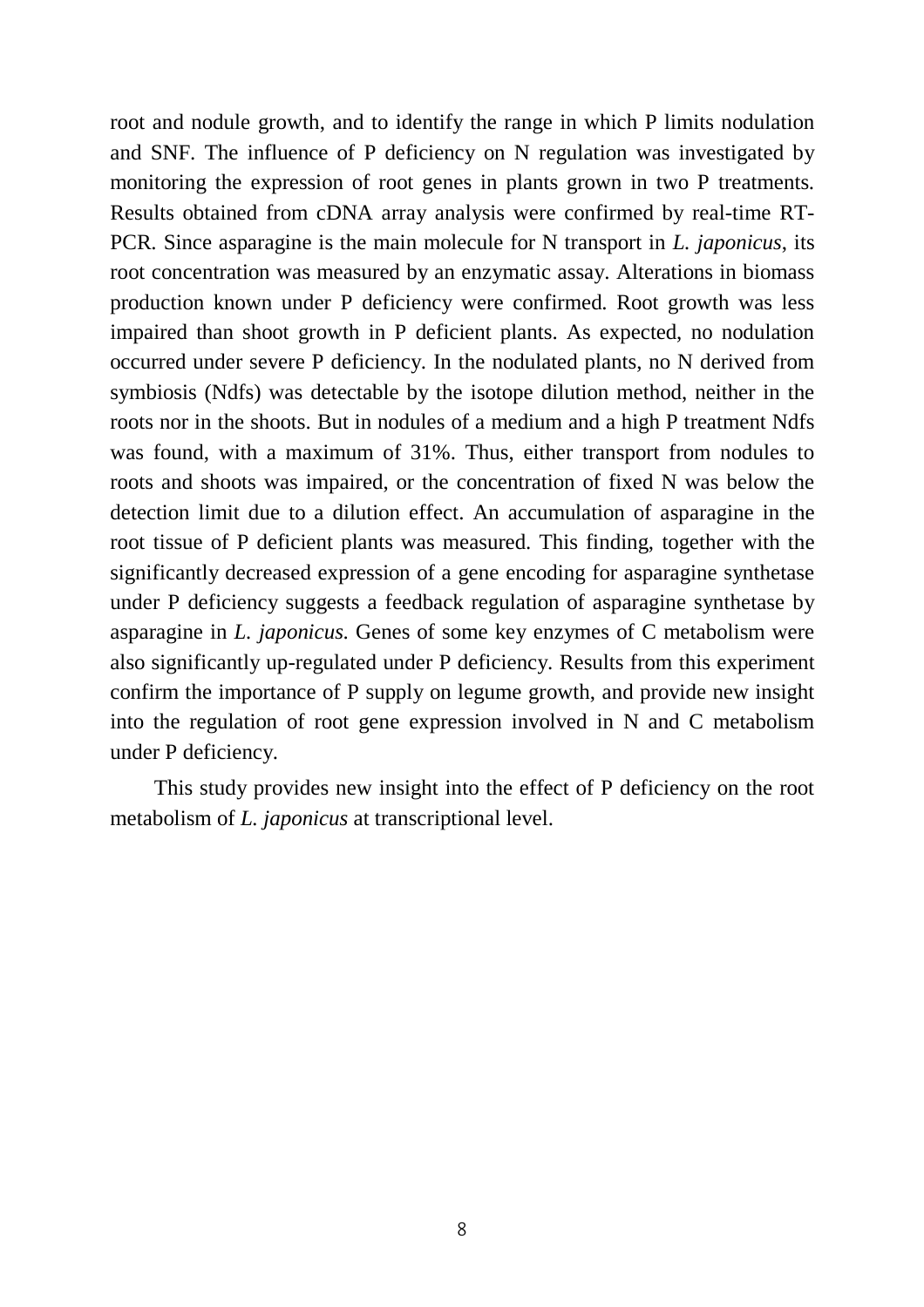root and nodule growth, and to identify the range in which P limits nodulation and SNF. The influence of P deficiency on N regulation was investigated by monitoring the expression of root genes in plants grown in two P treatments. Results obtained from cDNA array analysis were confirmed by real-time RT-PCR. Since asparagine is the main molecule for N transport in *L. japonicus*, its root concentration was measured by an enzymatic assay. Alterations in biomass production known under P deficiency were confirmed. Root growth was less impaired than shoot growth in P deficient plants. As expected, no nodulation occurred under severe P deficiency. In the nodulated plants, no N derived from symbiosis (Ndfs) was detectable by the isotope dilution method, neither in the roots nor in the shoots. But in nodules of a medium and a high P treatment Ndfs was found, with a maximum of 31%. Thus, either transport from nodules to roots and shoots was impaired, or the concentration of fixed N was below the detection limit due to a dilution effect. An accumulation of asparagine in the root tissue of P deficient plants was measured. This finding, together with the significantly decreased expression of a gene encoding for asparagine synthetase under P deficiency suggests a feedback regulation of asparagine synthetase by asparagine in *L. japonicus*. Genes of some key enzymes of C metabolism were also significantly up-regulated under P deficiency. Results from this experiment confirm the importance of P supply on legume growth, and provide new insight into the regulation of root gene expression involved in N and C metabolism under P deficiency.

This study provides new insight into the effect of P deficiency on the root metabolism of *L. japonicus* at transcriptional level.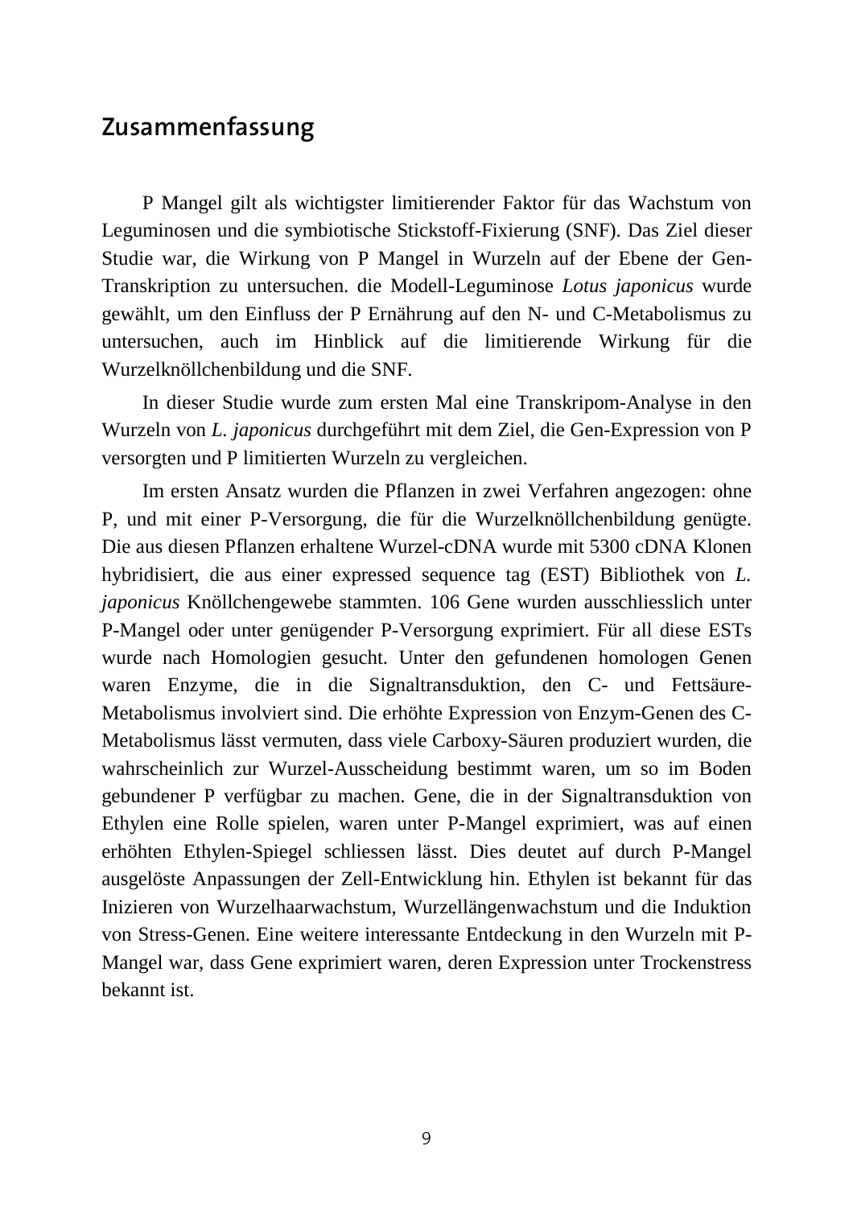## Zusammenfassung

P Mangel gilt als wichtigster limitierender Faktor für das Wachstum von Leguminosen und die symbiotische Stickstoff-Fixierung (SNF). Das Ziel dieser Studie war, die Wirkung von P Mangel in Wurzeln auf der Ebene der Gen-Transkription zu untersuchen. die Modell-Leguminose *Lotus japonicus* wurde gewählt, um den Einfluss der P Ernährung auf den N- und C-Metabolismus zu untersuchen, auch im Hinblick auf die limitierende Wirkung für die Wurzelknöllchenbildung und die SNF.

In dieser Studie wurde zum ersten Mal eine Transkripom-Analyse in den Wurzeln von *L. japonicus* durchgeführt mit dem Ziel, die Gen-Expression von P versorgten und P limitierten Wurzeln zu vergleichen.

Im ersten Ansatz wurden die Pflanzen in zwei Verfahren angezogen: ohne P, und mit einer P-Versorgung, die für die Wurzelknöllchenbildung genügte. Die aus diesen Pflanzen erhaltene Wurzel-cDNA wurde mit 5300 cDNA Klonen hybridisiert, die aus einer expressed sequence tag (EST) Bibliothek von *L. japonicus* Knöllchengewebe stammten. 106 Gene wurden ausschliesslich unter P-Mangel oder unter genügender P-Versorgung exprimiert. Für all diese ESTs wurde nach Homologien gesucht. Unter den gefundenen homologen Genen waren Enzyme, die in die Signaltransduktion, den C- und Fettsäure-Metabolismus involviert sind. Die erhöhte Expression von Enzym-Genen des C-Metabolismus lässt vermuten, dass viele Carboxy-Säuren produziert wurden, die wahrscheinlich zur Wurzel-Ausscheidung bestimmt waren, um so im Boden gebundener P verfügbar zu machen. Gene, die in der Signaltransduktion von Ethylen eine Rolle spielen, waren unter P-Mangel exprimiert, was auf einen erhöhten Ethylen-Spiegel schliessen lässt. Dies deutet auf durch P-Mangel ausgelöste Anpassungen der Zell-Entwicklung hin. Ethylen ist bekannt für das Inizieren von Wurzelhaarwachstum, Wurzellängenwachstum und die Induktion von Stress-Genen. Eine weitere interessante Entdeckung in den Wurzeln mit P-Mangel war, dass Gene exprimiert waren, deren Expression unter Trockenstress bekannt ist.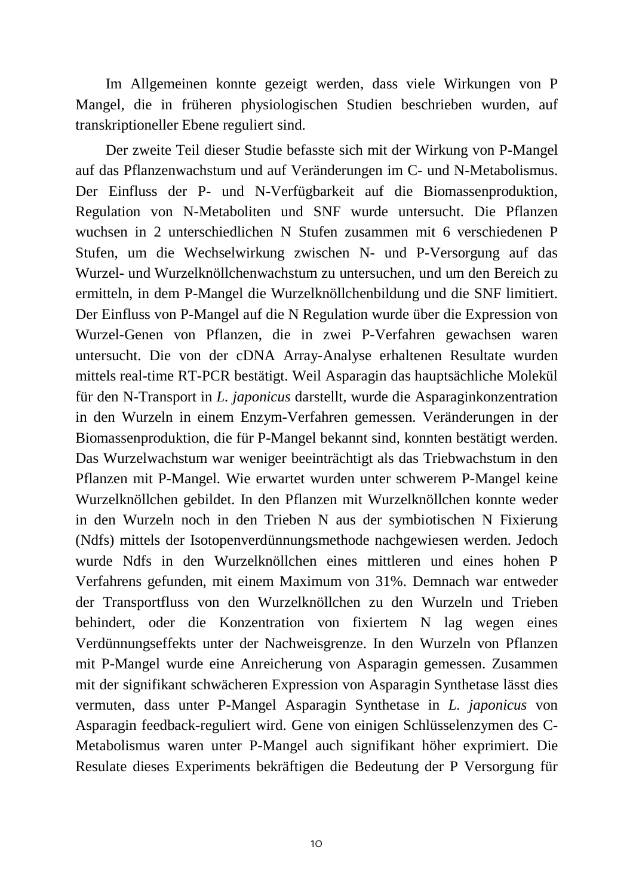Im Allgemeinen konnte gezeigt werden, dass viele Wirkungen von P Mangel, die in früheren physiologischen Studien beschrieben wurden, auf transkriptioneller Ebene reguliert sind.

Der zweite Teil dieser Studie befasste sich mit der Wirkung von P-Mangel auf das Pflanzenwachstum und auf Veränderungen im C- und N-Metabolismus. Der Einfluss der P- und N-Verfügbarkeit auf die Biomassenproduktion, Regulation von N-Metaboliten und SNF wurde untersucht. Die Pflanzen wuchsen in 2 unterschiedlichen N Stufen zusammen mit 6 verschiedenen P Stufen, um die Wechselwirkung zwischen N- und P-Versorgung auf das Wurzel- und Wurzelknöllchenwachstum zu untersuchen, und um den Bereich zu ermitteln, in dem P-Mangel die Wurzelknöllchenbildung und die SNF limitiert. Der Einfluss von P-Mangel auf die N Regulation wurde über die Expression von Wurzel-Genen von Pflanzen, die in zwei P-Verfahren gewachsen waren untersucht. Die von der cDNA Array-Analyse erhaltenen Resultate wurden mittels real-time RT-PCR bestätigt. Weil Asparagin das hauptsächliche Molekül für den N-Transport in *L. japonicus* darstellt, wurde die Asparaginkonzentration in den Wurzeln in einem Enzym-Verfahren gemessen. Veränderungen in der Biomassenproduktion, die für P-Mangel bekannt sind, konnten bestätigt werden. Das Wurzelwachstum war weniger beeinträchtigt als das Triebwachstum in den Pflanzen mit P-Mangel. Wie erwartet wurden unter schwerem P-Mangel keine Wurzelknöllchen gebildet. In den Pflanzen mit Wurzelknöllchen konnte weder in den Wurzeln noch in den Trieben N aus der symbiotischen N Fixierung (Ndfs) mittels der Isotopenverdünnungsmethode nachgewiesen werden. Jedoch wurde Ndfs in den Wurzelknöllchen eines mittleren und eines hohen P Verfahrens gefunden, mit einem Maximum von 31%. Demnach war entweder der Transportfluss von den Wurzelknöllchen zu den Wurzeln und Trieben behindert, oder die Konzentration von fixiertem N lag wegen eines Verdünnungseffekts unter der Nachweisgrenze. In den Wurzeln von Pflanzen mit P-Mangel wurde eine Anreicherung von Asparagin gemessen. Zusammen mit der signifikant schwächeren Expression von Asparagin Synthetase lässt dies vermuten, dass unter P-Mangel Asparagin Synthetase in *L. japonicus* von Asparagin feedback-reguliert wird. Gene von einigen Schlüsselenzymen des C-Metabolismus waren unter P-Mangel auch signifikant höher exprimiert. Die Resulate dieses Experiments bekräftigen die Bedeutung der P Versorgung für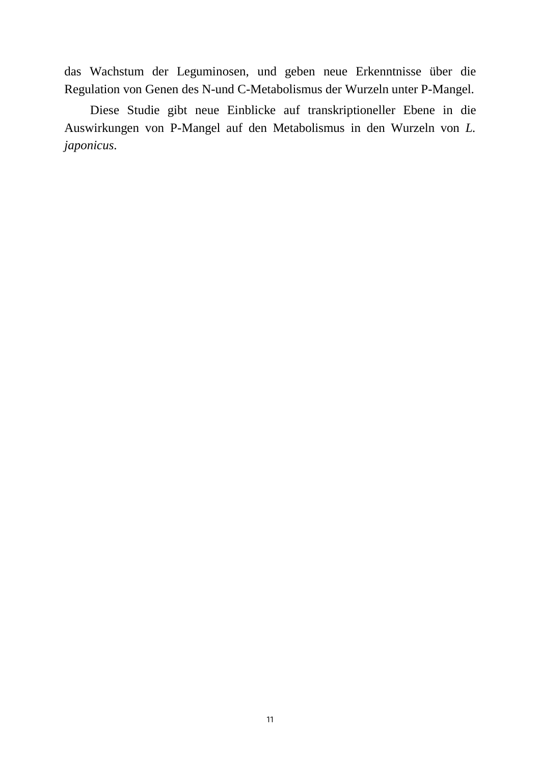das Wachstum der Leguminosen, und geben neue Erkenntnisse über die Regulation von Genen des N-und C-Metabolismus der Wurzeln unter P-Mangel.

Diese Studie gibt neue Einblicke auf transkriptioneller Ebene in die Auswirkungen von P-Mangel auf den Metabolismus in den Wurzeln von *L. japonicus*.